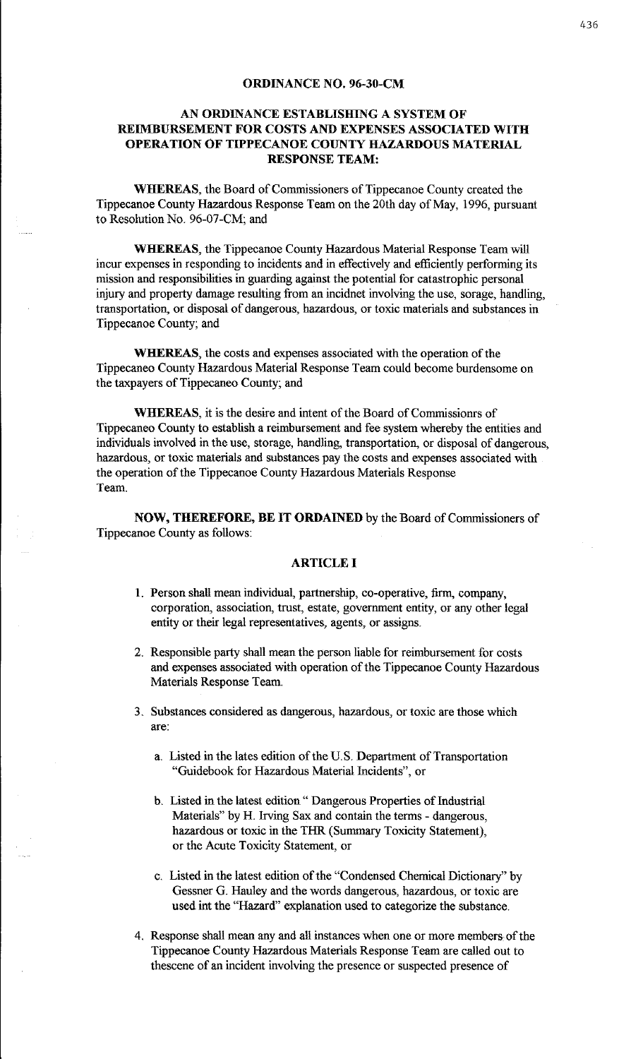## ORDINANCE NO. 96-30-CM

### AN ORDINANCE ESTABLISHING A SYSTEM OF REIMBURSEMENT FOR COSTS AND EXPENSES ASSOCIATED WITH OPERATION OF TIPPECANOE COUNTY HAZARDOUS MATERIAL RESPONSE TEAM:

**WHEREAS**, the Board of Commissioners of Tippecanoe County created the Tippecanoe County Hazardous Response Team on the 20th day of May, 1996, pursuant to Resolution No. 96-07-CM; and

**WHEREAS**, the Tippecanoe County Hazardous Material Response Team will incur expenses in responding to incidents and in effectively and efficiently performing its mission and responsibilities in guarding against the potential for catastrophic personal injury and property damage resulting from an incidnet involving the use, sorage, handling, transportation, or disposal of dangerous, hazardous, or toxic materials and substances in Tippecanoe County; and

**WHEREAS**, the costs and expenses associated with the operation of the Tippecaneo County Hazardous Material Response Team could become burdensome on the taxpayers of Tippecaneo County; and

**WHEREAS**, it is the desire and intent of the Board of Commissionrs of Tippecaneo County to establish a reimbursement and fee system whereby the entities and individuals involved in the use, storage, handling, transportation, or disposal of dangerous, hazardous, or toxic materials and substances pay the costs and expenses associated with the operation of the Tippecanoe County Hazardous Materials Response Team.

**NOW, THEREFORE, BE IT ORDAINED** by the Board of Commissioners of Tippecanoe County as follows:

### ARTICLE I

1. Person shall mean individual, partnership, co-operative, firm, company, corporation, association, trust, estate, government entity, or any other legal entity or their legal representatives, agents, or assigns.

2. Responsible party shall mean the person liable for reimbursement for costs and expenses associated with operation of the Tippecanoe County Hazardous Materials Response Team.

3. Substances considered as dangerous, hazardous, or toxic are those which are:

   a. Listed in the lates edition of the U.S. Department of Transportation "Guidebook for Hazardous Material Incidents", or

   b. Listed in the latest edition " Dangerous Properties of Industrial Materials" by H. Irving Sax and contain the terms - dangerous, hazardous or toxic in the THR (Summary Toxicity Statement), or the Acute Toxicity Statement, or

   c. Listed in the latest edition of the "Condensed Chemical Dictionary" by Gessner G. Hauley and the words dangerous, hazardous, or toxic are used int the "Hazard" explanation used to categorize the substance.

4. Response shall mean any and all instances when one or more members of the Tippecanoe County Hazardous Materials Response Team are called out to thescene of an incident involving the presence or suspected presence of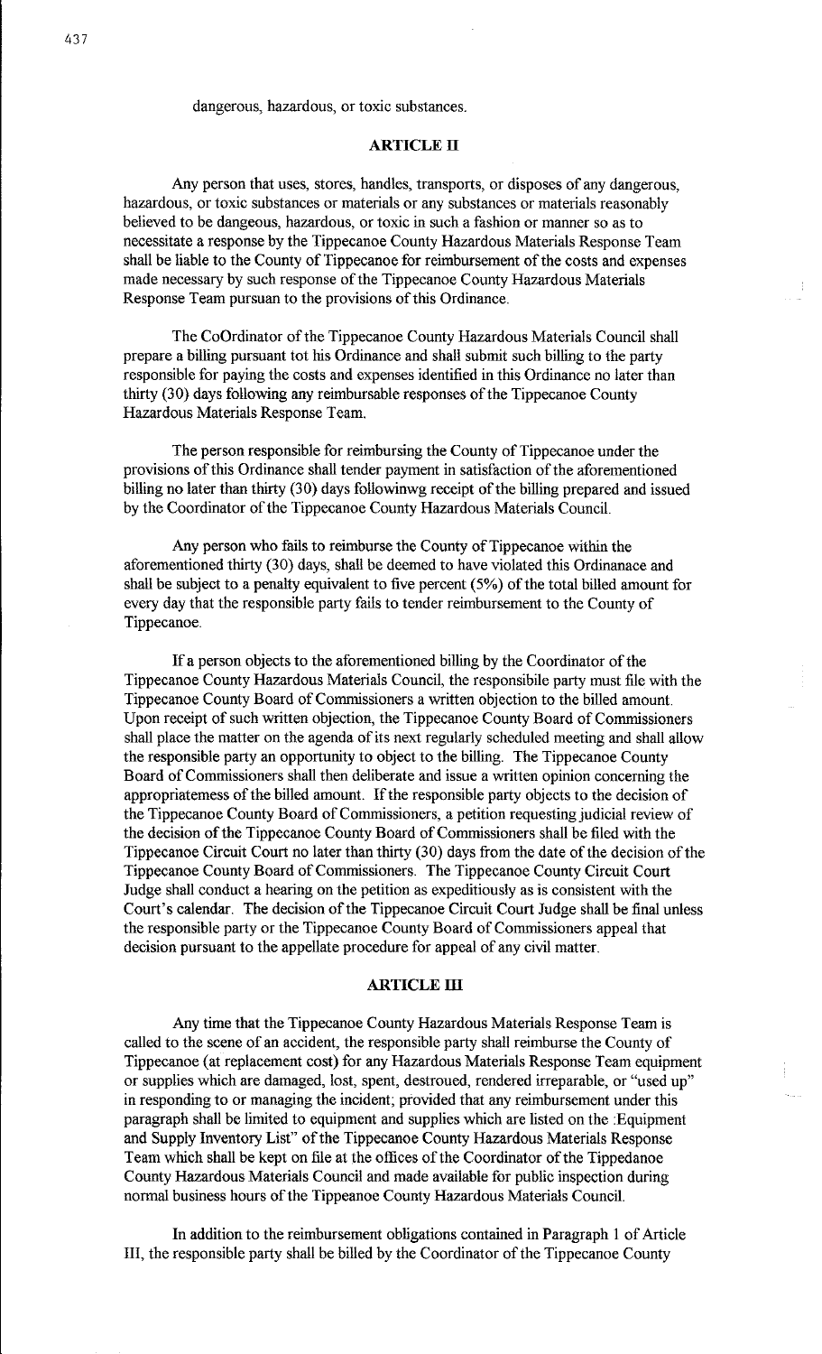dangerous, hazardous, or toxic substances.

## ARTICLE II

Any person that uses, stores, handles, transports, or disposes of any dangerous, hazardous, or toxic substances or materials or any substances or materials reasonably believed to be dangeous, hazardous, or toxic in such a fashion or manner so as to necessitate a response by the Tippecanoe County Hazardous Materials Response Team shall be liable to the County of Tippecanoe for reimbursement of the costs and expenses made necessary by such response of the Tippecanoe County Hazardous Materials Response Team pursuan to the provisions of this Ordinance.

The CoOrdinator of the Tippecanoe County Hazardous Materials Council shall prepare a billing pursuant tot his Ordinance and shall submit such billing to the party responsible for paying the costs and expenses identified in this Ordinance no later than thirty (30) days following any reimbursable responses of the Tippecanoe County Hazardous Materials Response Team.

The person responsible for reimbursing the County of Tippecanoe under the provisions of this Ordinance shall tender payment in satisfaction of the aforementioned billing no later than thirty (30) days followinwg receipt of the billing prepared and issued by the Coordinator of the Tippecanoe County Hazardous Materials Council.

Any person who fails to reimburse the County of Tippecanoe within the aforementioned thirty (30) days, shall be deemed to have violated this Ordinanace and shall be subject to a penalty equivalent to five percent (5%) of the total billed amount for every day that the responsible party fails to tender reimbursement to the County of Tippecanoe.

If a person objects to the aforementioned billing by the Coordinator of the Tippecanoe County Hazardous Materials Council, the responsibile party must file with the Tippecanoe County Board of Commissioners a written objection to the billed amount. Upon receipt of such written objection, the Tippecanoe County Board of Commissioners shall place the matter on the agenda of its next regularly scheduled meeting and shall allow the responsible party an opportunity to object to the billing. The Tippecanoe County Board of Commissioners shall then deliberate and issue a written opinion concerning the appropriatemess of the billed amount. If the responsible party objects to the decision of the Tippecanoe County Board of Commissioners, a petition requesting judicial review of the decision of the Tippecanoe County Board of Commissioners shall be filed with the Tippecanoe Circuit Court no later than thirty (30) days from the date of the decision of the Tippecanoe County Board of Commissioners. The Tippecanoe County Circuit Court Judge shall conduct a hearing on the petition as expeditiously as is consistent with the Court's calendar. The decision of the Tippecanoe Circuit Court Judge shall be final unless the responsible party or the Tippecanoe County Board of Commissioners appeal that decision pursuant to the appellate procedure for appeal of any civil matter.

## ARTICLE III

Any time that the Tippecanoe County Hazardous Materials Response Team is called to the scene of an accident, the responsible party shall reimburse the County of Tippecanoe (at replacement cost) for any Hazardous Materials Response Team equipment or supplies which are damaged, lost, spent, destroued, rendered irreparable, or "used up" in responding to or managing the incident; provided that any reimbursement under this paragraph shall be limited to equipment and supplies which are listed on the :Equipment and Supply Inventory List" of the Tippecanoe County Hazardous Materials Response Team which shall be kept on file at the offices of the Coordinator of the Tippedanoe County Hazardous Materials Council and made available for public inspection during normal business hours of the Tippeanoe County Hazardous Materials Council.

In addition to the reimbursement obligations contained in Paragraph 1 of Article III, the responsible party shall be billed by the Coordinator of the Tippecanoe County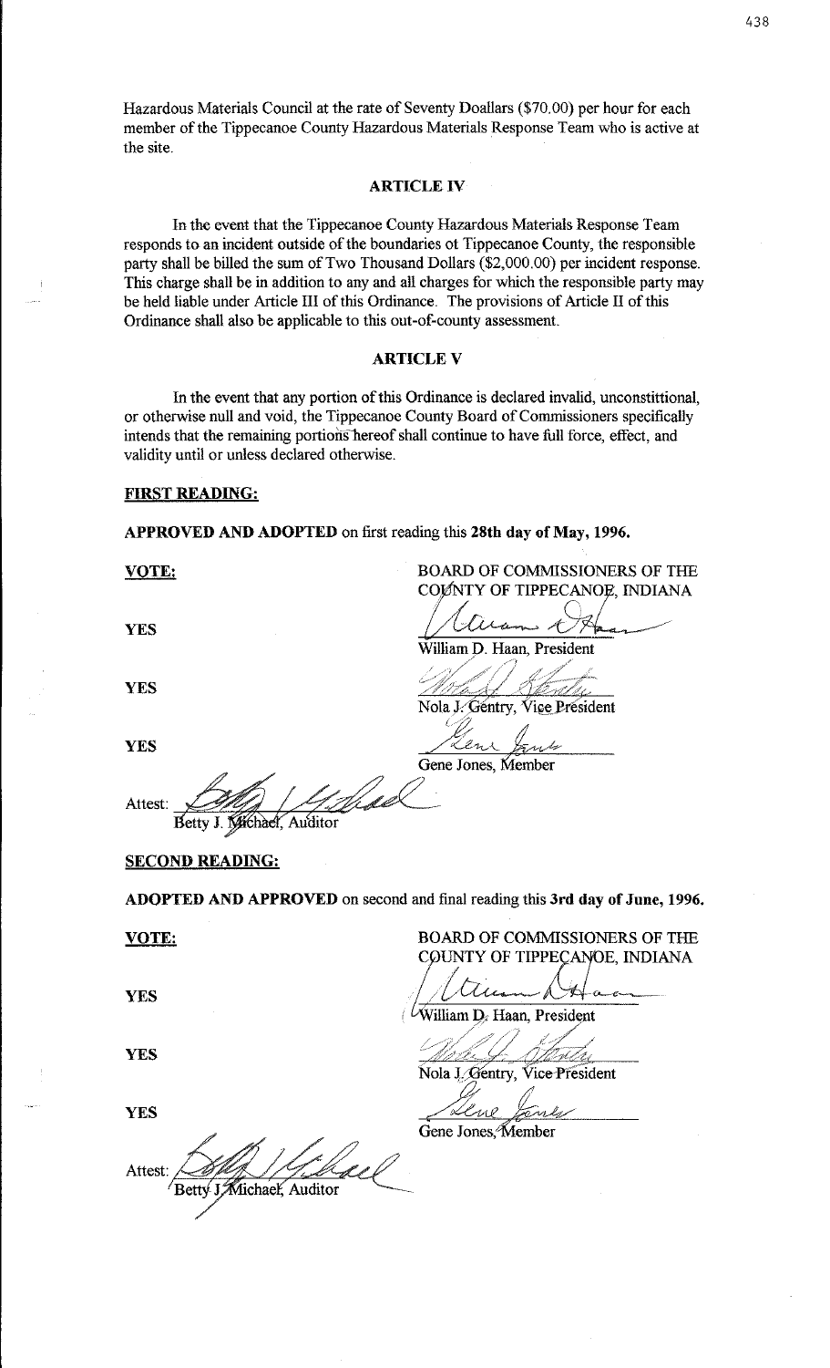Hazardous Materials Council at the rate of Seventy Doallars ($70.00) per hour for each member of the Tippecanoe County Hazardous Materials Response Team who is active at the site.

## ARTICLE IV

In the event that the Tippecanoe County Hazardous Materials Response Team responds to an incident outside of the boundaries ot Tippecanoe County, the responsible party shall be billed the sum of Two Thousand Dollars ($2,000.00) per incident response. This charge shall be in addition to any and all charges for which the responsible party may be held liable under Article III of this Ordinance. The provisions of Article II of this Ordinance shall also be applicable to this out-of-county assessment.

## ARTICLE V

In the event that any portion of this Ordinance is declared invalid, unconstittional, or otherwise null and void, the Tippecanoe County Board of Commissioners specifically intends that the remaining portions hereof shall continue to have full force, effect, and validity until or unless declared otherwise.

**FIRST READING:**

**APPROVED AND ADOPTED** on first reading this **28th day of May, 1996.**

**VOTE:**

BOARD OF COMMISSIONERS OF THE COUNTY OF TIPPECANOE, INDIANA

YES

William D. Haan, President

YES

Nola J. Gentry, Vice President

YES

Gene Jones, Member

Attest:

Betty J. Michael, Auditor

**SECOND READING:**

**ADOPTED AND APPROVED** on second and final reading this **3rd day of June, 1996.**

**VOTE:**

BOARD OF COMMISSIONERS OF THE COUNTY OF TIPPECANOE, INDIANA

YES

William D. Haan, President

YES

Nola J. Gentry, Vice President

YES

Gene Jones, Member

Attest:

Betty J. Michael, Auditor